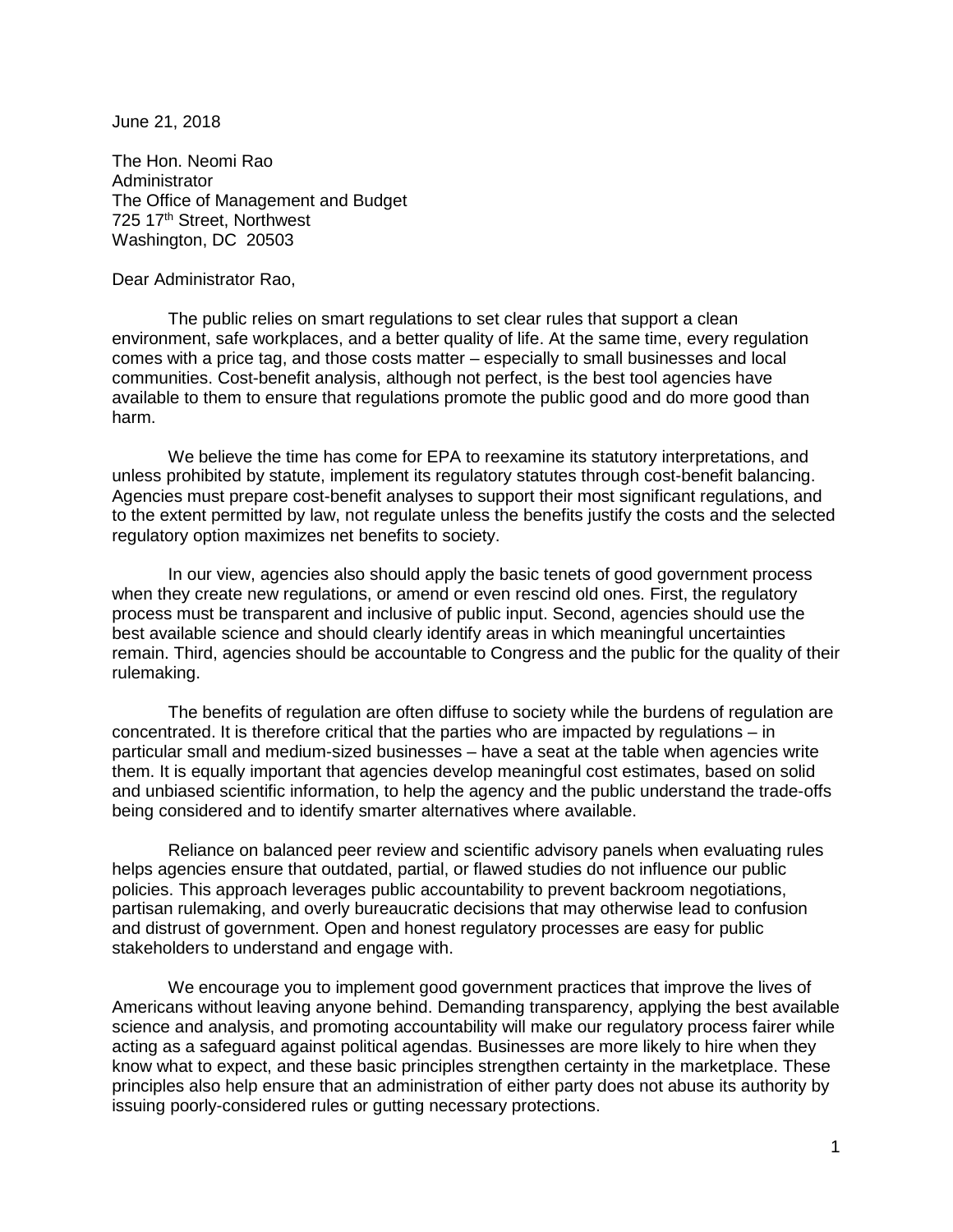June 21, 2018

The Hon. Neomi Rao  
Administrator  
The Office of Management and Budget  
725 17th Street, Northwest  
Washington, DC 20503

Dear Administrator Rao,

The public relies on smart regulations to set clear rules that support a clean environment, safe workplaces, and a better quality of life. At the same time, every regulation comes with a price tag, and those costs matter – especially to small businesses and local communities. Cost-benefit analysis, although not perfect, is the best tool agencies have available to them to ensure that regulations promote the public good and do more good than harm.

We believe the time has come for EPA to reexamine its statutory interpretations, and unless prohibited by statute, implement its regulatory statutes through cost-benefit balancing. Agencies must prepare cost-benefit analyses to support their most significant regulations, and to the extent permitted by law, not regulate unless the benefits justify the costs and the selected regulatory option maximizes net benefits to society.

In our view, agencies also should apply the basic tenets of good government process when they create new regulations, or amend or even rescind old ones. First, the regulatory process must be transparent and inclusive of public input. Second, agencies should use the best available science and should clearly identify areas in which meaningful uncertainties remain. Third, agencies should be accountable to Congress and the public for the quality of their rulemaking.

The benefits of regulation are often diffuse to society while the burdens of regulation are concentrated. It is therefore critical that the parties who are impacted by regulations – in particular small and medium-sized businesses – have a seat at the table when agencies write them. It is equally important that agencies develop meaningful cost estimates, based on solid and unbiased scientific information, to help the agency and the public understand the trade-offs being considered and to identify smarter alternatives where available.

Reliance on balanced peer review and scientific advisory panels when evaluating rules helps agencies ensure that outdated, partial, or flawed studies do not influence our public policies. This approach leverages public accountability to prevent backroom negotiations, partisan rulemaking, and overly bureaucratic decisions that may otherwise lead to confusion and distrust of government. Open and honest regulatory processes are easy for public stakeholders to understand and engage with.

We encourage you to implement good government practices that improve the lives of Americans without leaving anyone behind. Demanding transparency, applying the best available science and analysis, and promoting accountability will make our regulatory process fairer while acting as a safeguard against political agendas. Businesses are more likely to hire when they know what to expect, and these basic principles strengthen certainty in the marketplace. These principles also help ensure that an administration of either party does not abuse its authority by issuing poorly-considered rules or gutting necessary protections.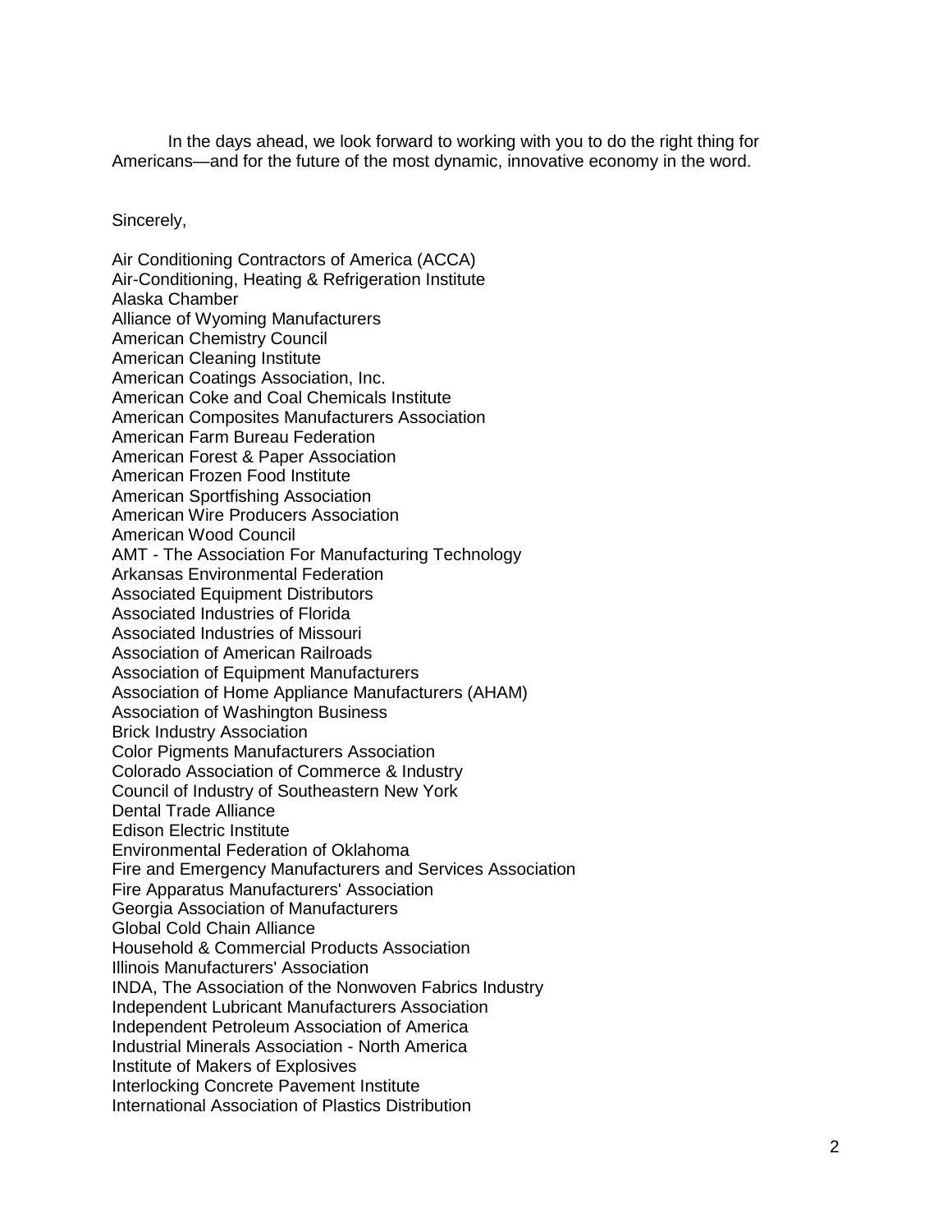In the days ahead, we look forward to working with you to do the right thing for Americans—and for the future of the most dynamic, innovative economy in the word.

Sincerely,

Air Conditioning Contractors of America (ACCA)
Air-Conditioning, Heating & Refrigeration Institute
Alaska Chamber
Alliance of Wyoming Manufacturers
American Chemistry Council
American Cleaning Institute
American Coatings Association, Inc.
American Coke and Coal Chemicals Institute
American Composites Manufacturers Association
American Farm Bureau Federation
American Forest & Paper Association
American Frozen Food Institute
American Sportfishing Association
American Wire Producers Association
American Wood Council
AMT - The Association For Manufacturing Technology
Arkansas Environmental Federation
Associated Equipment Distributors
Associated Industries of Florida
Associated Industries of Missouri
Association of American Railroads
Association of Equipment Manufacturers
Association of Home Appliance Manufacturers (AHAM)
Association of Washington Business
Brick Industry Association
Color Pigments Manufacturers Association
Colorado Association of Commerce & Industry
Council of Industry of Southeastern New York
Dental Trade Alliance
Edison Electric Institute
Environmental Federation of Oklahoma
Fire and Emergency Manufacturers and Services Association
Fire Apparatus Manufacturers' Association
Georgia Association of Manufacturers
Global Cold Chain Alliance
Household & Commercial Products Association
Illinois Manufacturers' Association
INDA, The Association of the Nonwoven Fabrics Industry
Independent Lubricant Manufacturers Association
Independent Petroleum Association of America
Industrial Minerals Association - North America
Institute of Makers of Explosives
Interlocking Concrete Pavement Institute
International Association of Plastics Distribution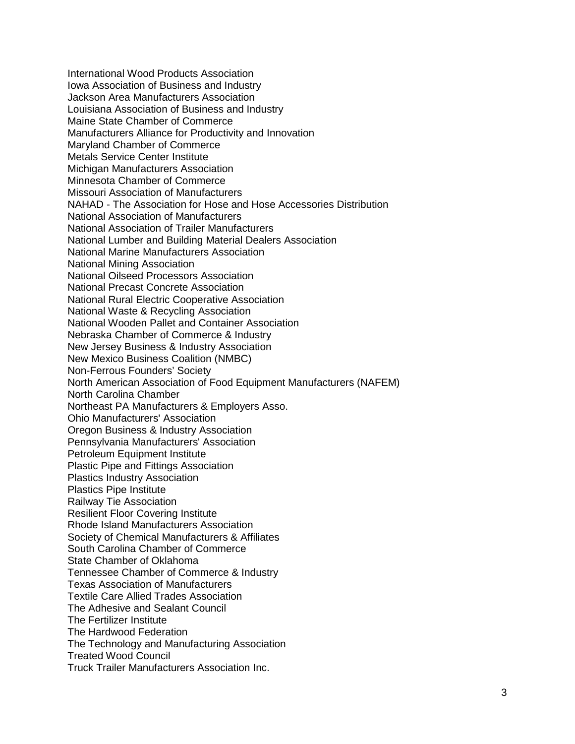International Wood Products Association
Iowa Association of Business and Industry
Jackson Area Manufacturers Association
Louisiana Association of Business and Industry
Maine State Chamber of Commerce
Manufacturers Alliance for Productivity and Innovation
Maryland Chamber of Commerce
Metals Service Center Institute
Michigan Manufacturers Association
Minnesota Chamber of Commerce
Missouri Association of Manufacturers
NAHAD - The Association for Hose and Hose Accessories Distribution
National Association of Manufacturers
National Association of Trailer Manufacturers
National Lumber and Building Material Dealers Association
National Marine Manufacturers Association
National Mining Association
National Oilseed Processors Association
National Precast Concrete Association
National Rural Electric Cooperative Association
National Waste & Recycling Association
National Wooden Pallet and Container Association
Nebraska Chamber of Commerce & Industry
New Jersey Business & Industry Association
New Mexico Business Coalition (NMBC)
Non-Ferrous Founders' Society
North American Association of Food Equipment Manufacturers (NAFEM)
North Carolina Chamber
Northeast PA Manufacturers & Employers Asso.
Ohio Manufacturers' Association
Oregon Business & Industry Association
Pennsylvania Manufacturers' Association
Petroleum Equipment Institute
Plastic Pipe and Fittings Association
Plastics Industry Association
Plastics Pipe Institute
Railway Tie Association
Resilient Floor Covering Institute
Rhode Island Manufacturers Association
Society of Chemical Manufacturers & Affiliates
South Carolina Chamber of Commerce
State Chamber of Oklahoma
Tennessee Chamber of Commerce & Industry
Texas Association of Manufacturers
Textile Care Allied Trades Association
The Adhesive and Sealant Council
The Fertilizer Institute
The Hardwood Federation
The Technology and Manufacturing Association
Treated Wood Council
Truck Trailer Manufacturers Association Inc.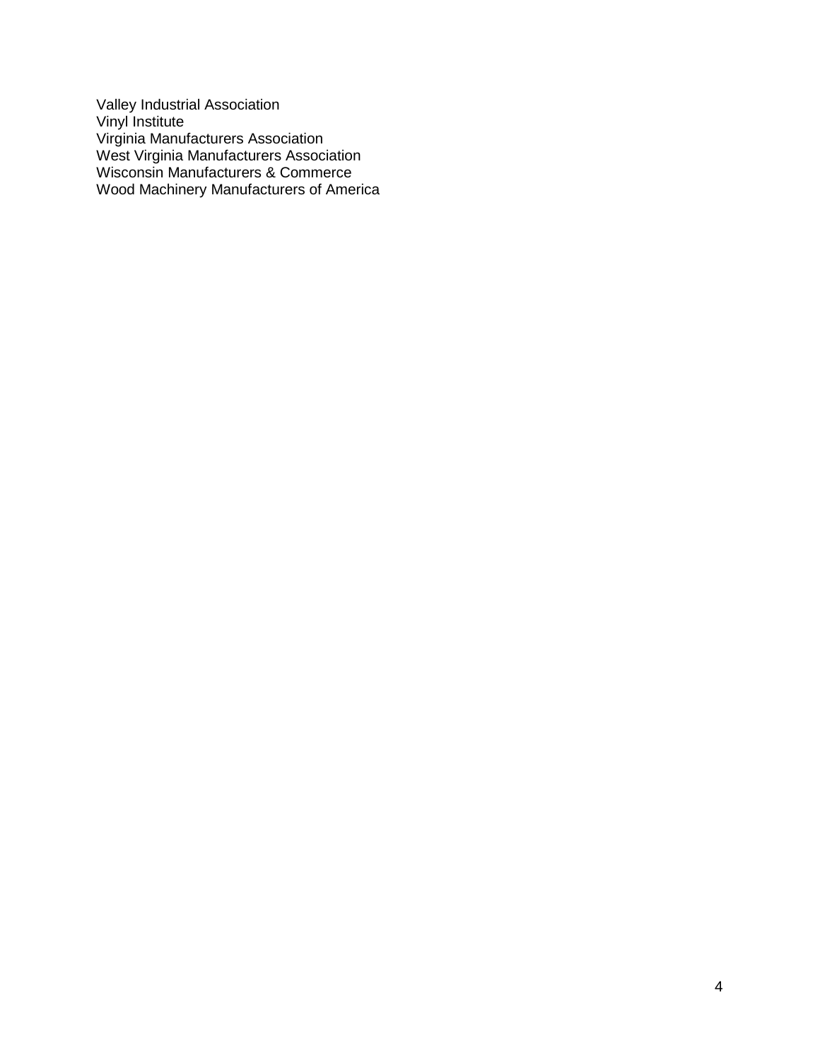Valley Industrial Association
Vinyl Institute
Virginia Manufacturers Association
West Virginia Manufacturers Association
Wisconsin Manufacturers & Commerce
Wood Machinery Manufacturers of America